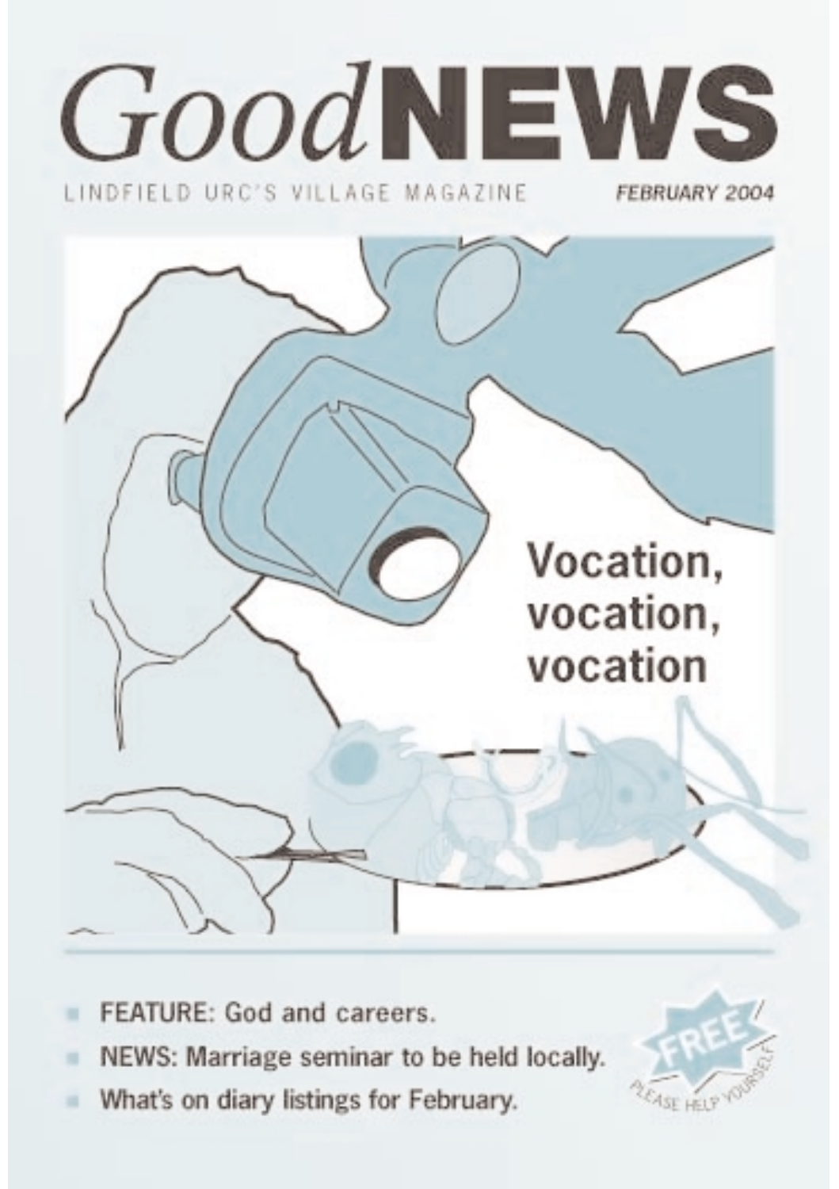# *Good* NEWS

LINDFIELD URC'S VILLAGE MAGAZINE

*FEBRUARY 2004*

## Vocation, vocation, vocation

- FEATURE: God and careers.
- NEWS: Marriage seminar to be held locally.
- What's on diary listings for February.

FREE

PLEASE HELP YOURSELF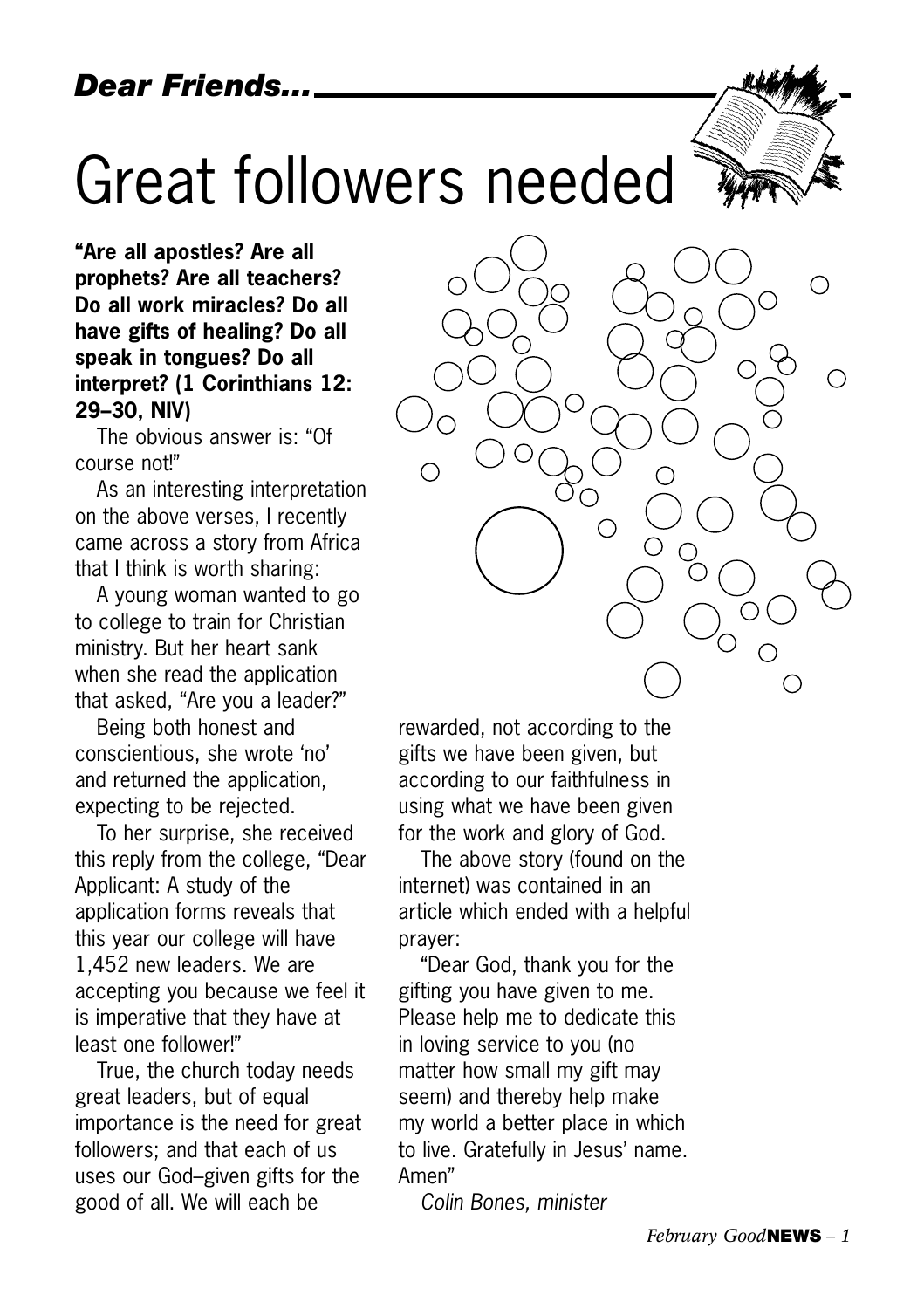*Dear Friends...*

# Great followers needed

**"Are all apostles? Are all prophets? Are all teachers? Do all work miracles? Do all have gifts of healing? Do all speak in tongues? Do all interpret? (1 Corinthians 12: 29–30, NIV)**

The obvious answer is: "Of course not!"

As an interesting interpretation on the above verses, I recently came across a story from Africa that I think is worth sharing:

A young woman wanted to go to college to train for Christian ministry. But her heart sank when she read the application that asked, "Are you a leader?"

Being both honest and conscientious, she wrote 'no' and returned the application, expecting to be rejected.

To her surprise, she received this reply from the college, "Dear Applicant: A study of the application forms reveals that this year our college will have 1,452 new leaders. We are accepting you because we feel it is imperative that they have at least one follower!"

True, the church today needs great leaders, but of equal importance is the need for great followers; and that each of us uses our God–given gifts for the good of all. We will each be rewarded, not according to the gifts we have been given, but according to our faithfulness in using what we have been given for the work and glory of God.

The above story (found on the internet) was contained in an article which ended with a helpful prayer:

"Dear God, thank you for the gifting you have given to me. Please help me to dedicate this in loving service to you (no matter how small my gift may seem) and thereby help make my world a better place in which to live. Gratefully in Jesus' name. Amen"

*Colin Bones, minister*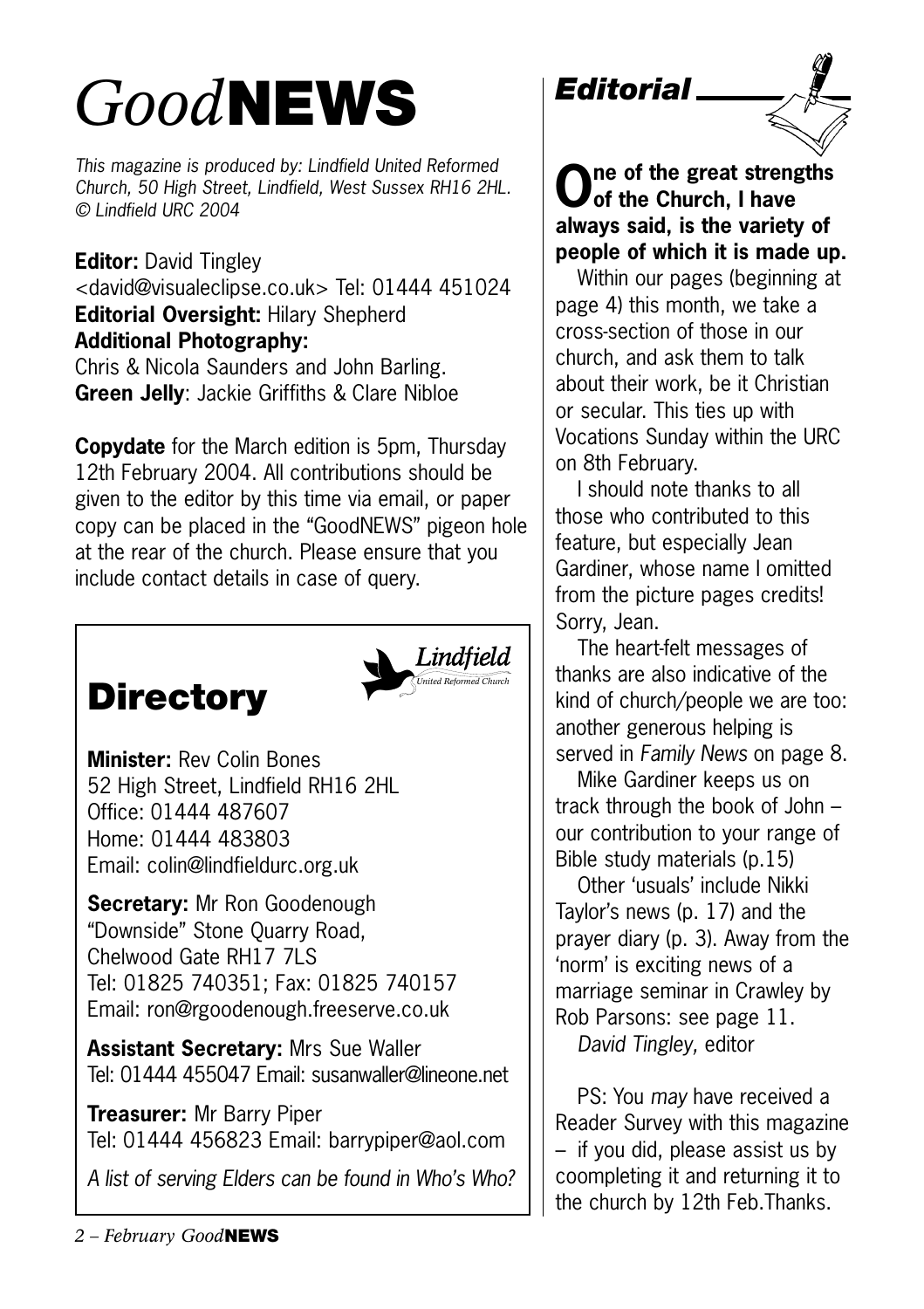# *Good*NEWS

*This magazine is produced by: Lindfield United Reformed Church, 50 High Street, Lindfield, West Sussex RH16 2HL. © Lindfield URC 2004*

**Editor:** David Tingley
<david@visualeclipse.co.uk> Tel: 01444 451024
**Editorial Oversight:** Hilary Shepherd
**Additional Photography:**
Chris & Nicola Saunders and John Barling.
**Green Jelly**: Jackie Griffiths & Clare Nibloe

**Copydate** for the March edition is 5pm, Thursday 12th February 2004. All contributions should be given to the editor by this time via email, or paper copy can be placed in the "GoodNEWS" pigeon hole at the rear of the church. Please ensure that you include contact details in case of query.

## Directory

*Lindfield United Reformed Church*

**Minister:** Rev Colin Bones
52 High Street, Lindfield RH16 2HL
Office: 01444 487607
Home: 01444 483803
Email: colin@lindfieldurc.org.uk

**Secretary:** Mr Ron Goodenough
"Downside" Stone Quarry Road,
Chelwood Gate RH17 7LS
Tel: 01825 740351; Fax: 01825 740157
Email: ron@rgoodenough.freeserve.co.uk

**Assistant Secretary:** Mrs Sue Waller
Tel: 01444 455047 Email: susanwaller@lineone.net

**Treasurer:** Mr Barry Piper
Tel: 01444 456823 Email: barrypiper@aol.com

*A list of serving Elders can be found in Who's Who?*

## *Editorial*

**One of the great strengths of the Church, I have always said, is the variety of people of which it is made up.**

Within our pages (beginning at page 4) this month, we take a cross-section of those in our church, and ask them to talk about their work, be it Christian or secular. This ties up with Vocations Sunday within the URC on 8th February.

I should note thanks to all those who contributed to this feature, but especially Jean Gardiner, whose name I omitted from the picture pages credits! Sorry, Jean.

The heart-felt messages of thanks are also indicative of the kind of church/people we are too: another generous helping is served in *Family News* on page 8.

Mike Gardiner keeps us on track through the book of John – our contribution to your range of Bible study materials (p.15)

Other 'usuals' include Nikki Taylor's news (p. 17) and the prayer diary (p. 3). Away from the 'norm' is exciting news of a marriage seminar in Crawley by Rob Parsons: see page 11.

*David Tingley,* editor

PS: You *may* have received a Reader Survey with this magazine – if you did, please assist us by coompleting it and returning it to the church by 12th Feb.Thanks.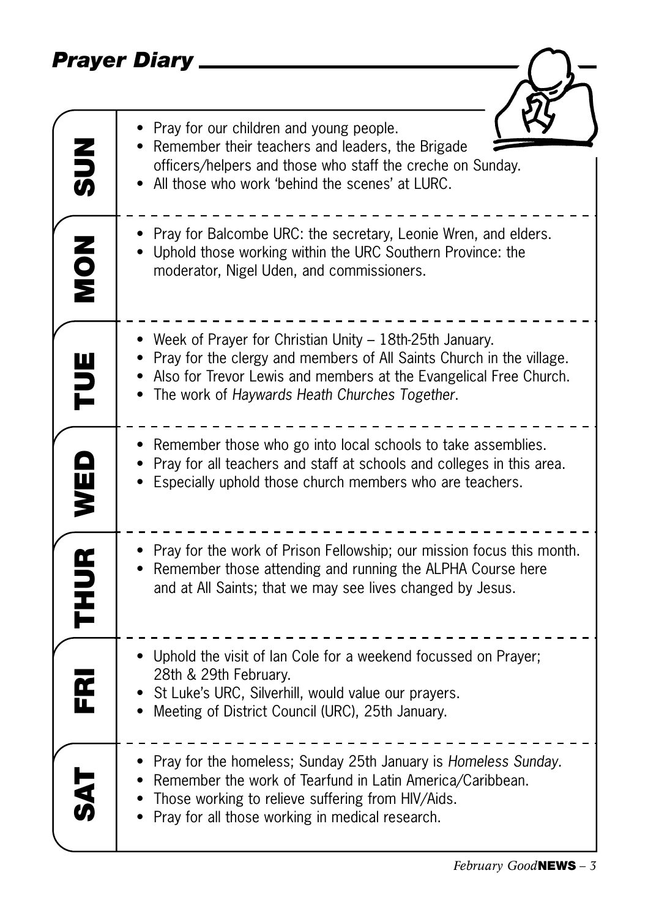## Prayer Diary

### SUN

- Pray for our children and young people.
- Remember their teachers and leaders, the Brigade officers/helpers and those who staff the creche on Sunday.
- All those who work 'behind the scenes' at LURC.

### MON

- Pray for Balcombe URC: the secretary, Leonie Wren, and elders.
- Uphold those working within the URC Southern Province: the moderator, Nigel Uden, and commissioners.

### TUE

- Week of Prayer for Christian Unity – 18th-25th January.
- Pray for the clergy and members of All Saints Church in the village.
- Also for Trevor Lewis and members at the Evangelical Free Church.
- The work of *Haywards Heath Churches Together*.

### WED

- Remember those who go into local schools to take assemblies.
- Pray for all teachers and staff at schools and colleges in this area.
- Especially uphold those church members who are teachers.

### THUR

- Pray for the work of Prison Fellowship; our mission focus this month.
- Remember those attending and running the ALPHA Course here and at All Saints; that we may see lives changed by Jesus.

### FRI

- Uphold the visit of Ian Cole for a weekend focussed on Prayer; 28th & 29th February.
- St Luke's URC, Silverhill, would value our prayers.
- Meeting of District Council (URC), 25th January.

### SAT

- Pray for the homeless; Sunday 25th January is *Homeless Sunday*.
- Remember the work of Tearfund in Latin America/Caribbean.
- Those working to relieve suffering from HIV/Aids.
- Pray for all those working in medical research.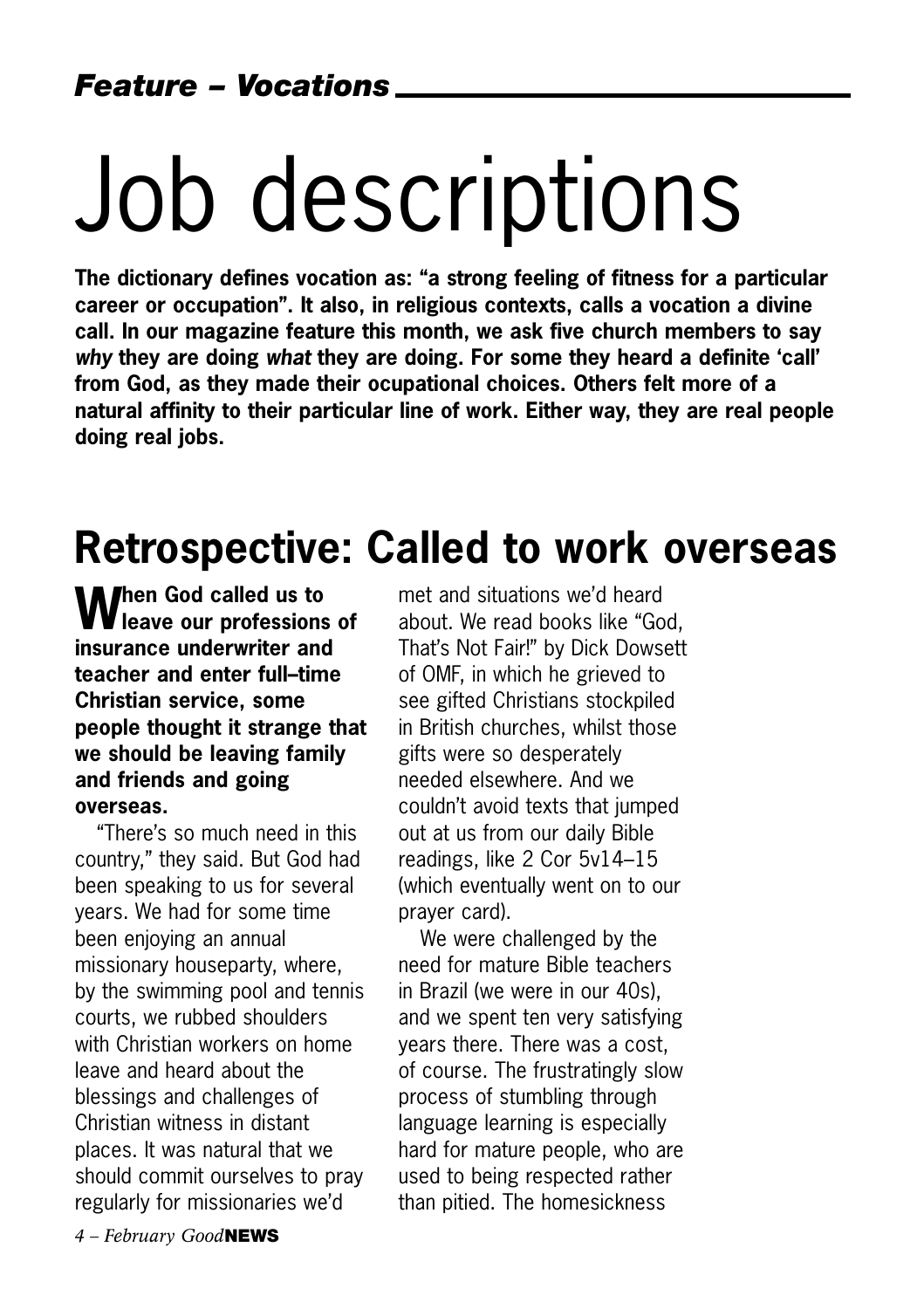*Feature – Vocations*

# Job descriptions

**The dictionary defines vocation as: "a strong feeling of fitness for a particular career or occupation". It also, in religious contexts, calls a vocation a divine call. In our magazine feature this month, we ask five church members to say *why* they are doing *what* they are doing. For some they heard a definite 'call' from God, as they made their ocupational choices. Others felt more of a natural affinity to their particular line of work. Either way, they are real people doing real jobs.**

## Retrospective: Called to work overseas

**When God called us to leave our professions of insurance underwriter and teacher and enter full–time Christian service, some people thought it strange that we should be leaving family and friends and going overseas.**

"There's so much need in this country," they said. But God had been speaking to us for several years. We had for some time been enjoying an annual missionary houseparty, where, by the swimming pool and tennis courts, we rubbed shoulders with Christian workers on home leave and heard about the blessings and challenges of Christian witness in distant places. It was natural that we should commit ourselves to pray regularly for missionaries we'd met and situations we'd heard about. We read books like "God, That's Not Fair!" by Dick Dowsett of OMF, in which he grieved to see gifted Christians stockpiled in British churches, whilst those gifts were so desperately needed elsewhere. And we couldn't avoid texts that jumped out at us from our daily Bible readings, like 2 Cor 5v14–15 (which eventually went on to our prayer card).

We were challenged by the need for mature Bible teachers in Brazil (we were in our 40s), and we spent ten very satisfying years there. There was a cost, of course. The frustratingly slow process of stumbling through language learning is especially hard for mature people, who are used to being respected rather than pitied. The homesickness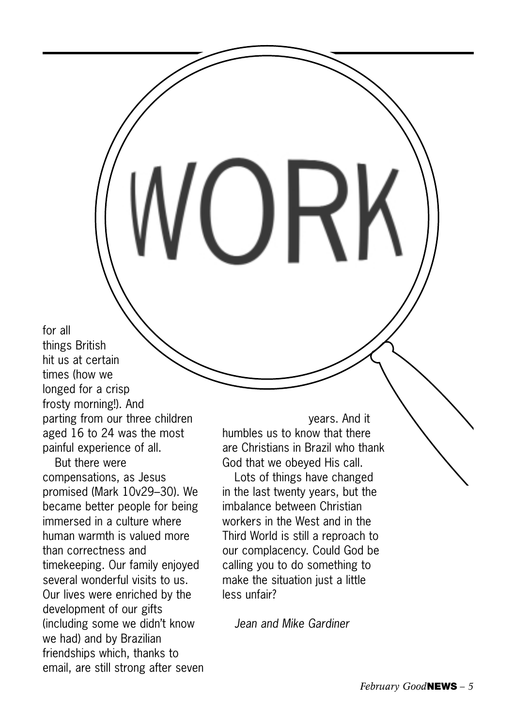WORK

for all things British hit us at certain times (how we longed for a crisp frosty morning!). And parting from our three children aged 16 to 24 was the most painful experience of all.

But there were compensations, as Jesus promised (Mark 10v29–30). We became better people for being immersed in a culture where human warmth is valued more than correctness and timekeeping. Our family enjoyed several wonderful visits to us. Our lives were enriched by the development of our gifts (including some we didn't know we had) and by Brazilian friendships which, thanks to email, are still strong after seven years. And it humbles us to know that there are Christians in Brazil who thank God that we obeyed His call.

Lots of things have changed in the last twenty years, but the imbalance between Christian workers in the West and in the Third World is still a reproach to our complacency. Could God be calling you to do something to make the situation just a little less unfair?

*Jean and Mike Gardiner*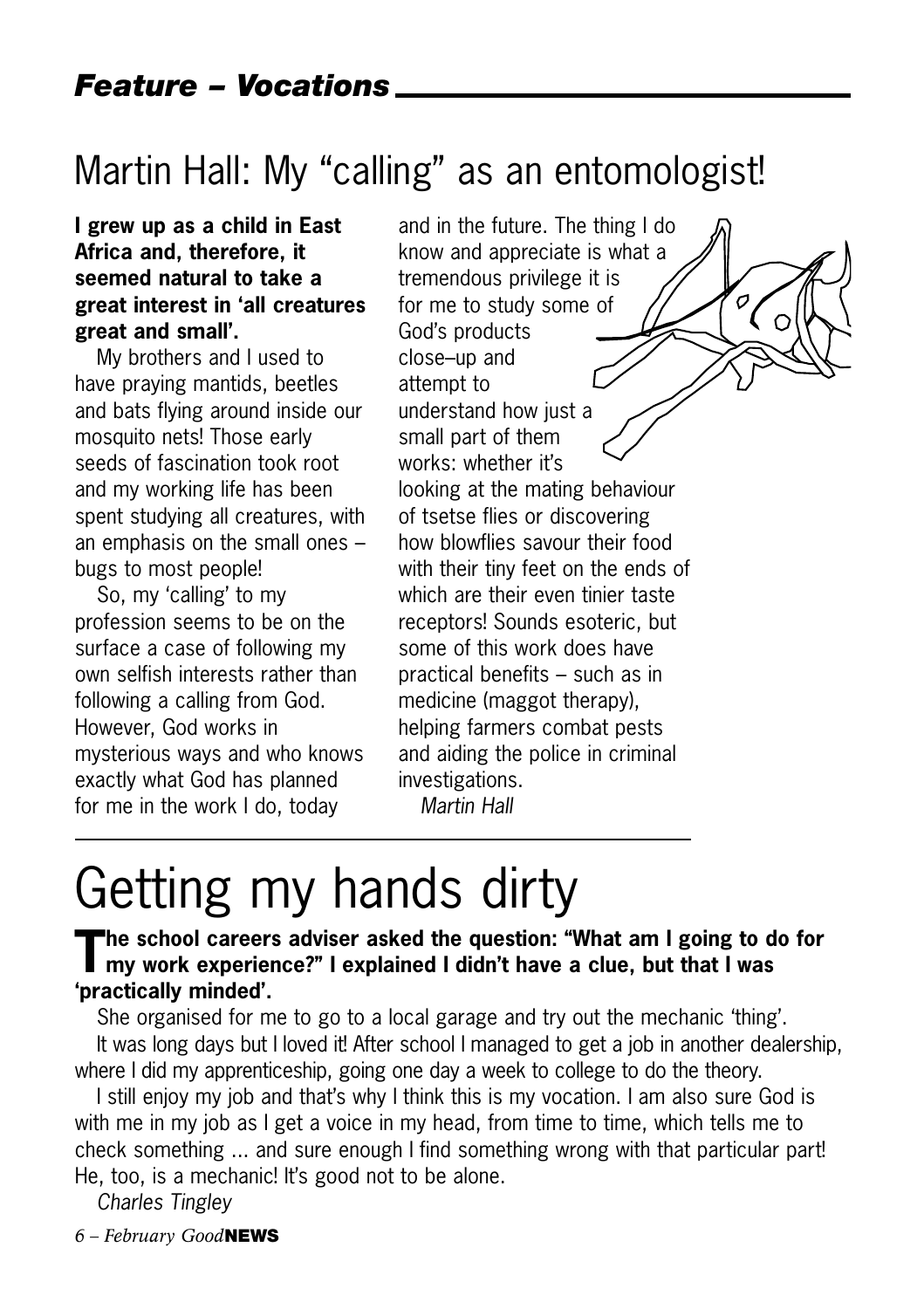## *Feature – Vocations*

# Martin Hall: My "calling" as an entomologist!

**I grew up as a child in East Africa and, therefore, it seemed natural to take a great interest in 'all creatures great and small'.**

My brothers and I used to have praying mantids, beetles and bats flying around inside our mosquito nets! Those early seeds of fascination took root and my working life has been spent studying all creatures, with an emphasis on the small ones – bugs to most people!

So, my 'calling' to my profession seems to be on the surface a case of following my own selfish interests rather than following a calling from God. However, God works in mysterious ways and who knows exactly what God has planned for me in the work I do, today and in the future. The thing I do know and appreciate is what a tremendous privilege it is for me to study some of God's products close–up and attempt to understand how just a small part of them works: whether it's looking at the mating behaviour of tsetse flies or discovering how blowflies savour their food with their tiny feet on the ends of which are their even tinier taste receptors! Sounds esoteric, but some of this work does have practical benefits – such as in medicine (maggot therapy), helping farmers combat pests and aiding the police in criminal investigations.

*Martin Hall*

# Getting my hands dirty

**The school careers adviser asked the question: "What am I going to do for my work experience?" I explained I didn't have a clue, but that I was 'practically minded'.**

She organised for me to go to a local garage and try out the mechanic 'thing'.

It was long days but I loved it! After school I managed to get a job in another dealership, where I did my apprenticeship, going one day a week to college to do the theory.

I still enjoy my job and that's why I think this is my vocation. I am also sure God is with me in my job as I get a voice in my head, from time to time, which tells me to check something ... and sure enough I find something wrong with that particular part! He, too, is a mechanic! It's good not to be alone.

*Charles Tingley*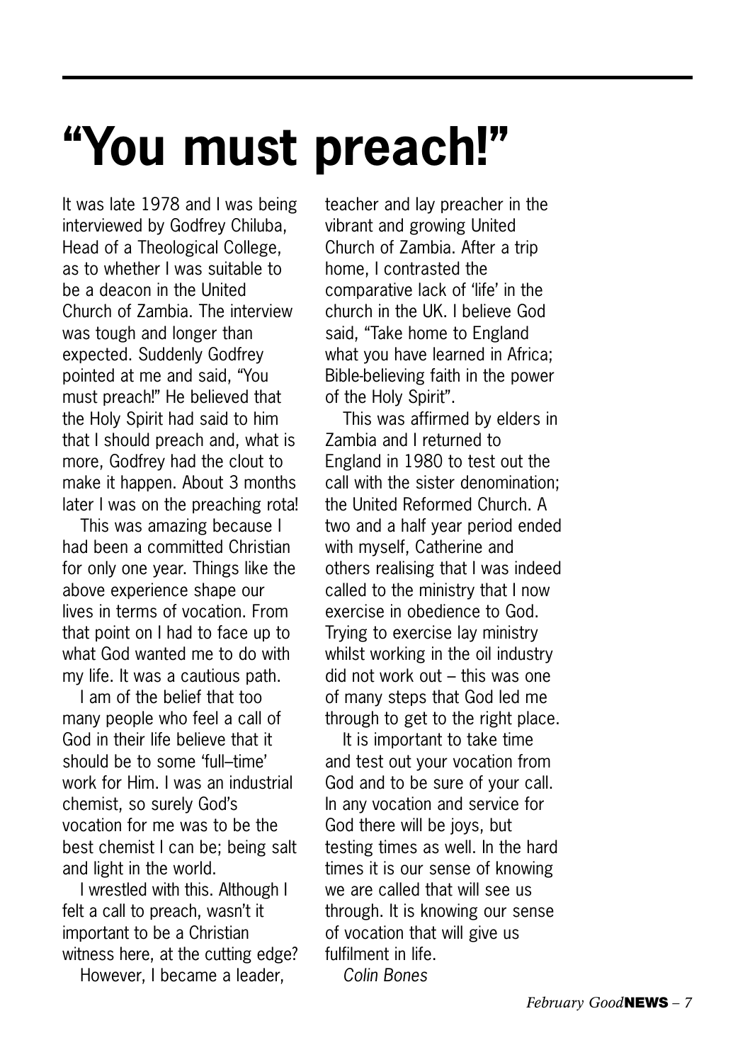# "You must preach!"

It was late 1978 and I was being interviewed by Godfrey Chiluba, Head of a Theological College, as to whether I was suitable to be a deacon in the United Church of Zambia. The interview was tough and longer than expected. Suddenly Godfrey pointed at me and said, "You must preach!" He believed that the Holy Spirit had said to him that I should preach and, what is more, Godfrey had the clout to make it happen. About 3 months later I was on the preaching rota!

This was amazing because I had been a committed Christian for only one year. Things like the above experience shape our lives in terms of vocation. From that point on I had to face up to what God wanted me to do with my life. It was a cautious path.

I am of the belief that too many people who feel a call of God in their life believe that it should be to some 'full–time' work for Him. I was an industrial chemist, so surely God's vocation for me was to be the best chemist I can be; being salt and light in the world.

I wrestled with this. Although I felt a call to preach, wasn't it important to be a Christian witness here, at the cutting edge?

However, I became a leader, teacher and lay preacher in the vibrant and growing United Church of Zambia. After a trip home, I contrasted the comparative lack of 'life' in the church in the UK. I believe God said, "Take home to England what you have learned in Africa; Bible-believing faith in the power of the Holy Spirit".

This was affirmed by elders in Zambia and I returned to England in 1980 to test out the call with the sister denomination; the United Reformed Church. A two and a half year period ended with myself, Catherine and others realising that I was indeed called to the ministry that I now exercise in obedience to God. Trying to exercise lay ministry whilst working in the oil industry did not work out – this was one of many steps that God led me through to get to the right place.

It is important to take time and test out your vocation from God and to be sure of your call. In any vocation and service for God there will be joys, but testing times as well. In the hard times it is our sense of knowing we are called that will see us through. It is knowing our sense of vocation that will give us fulfilment in life.

*Colin Bones*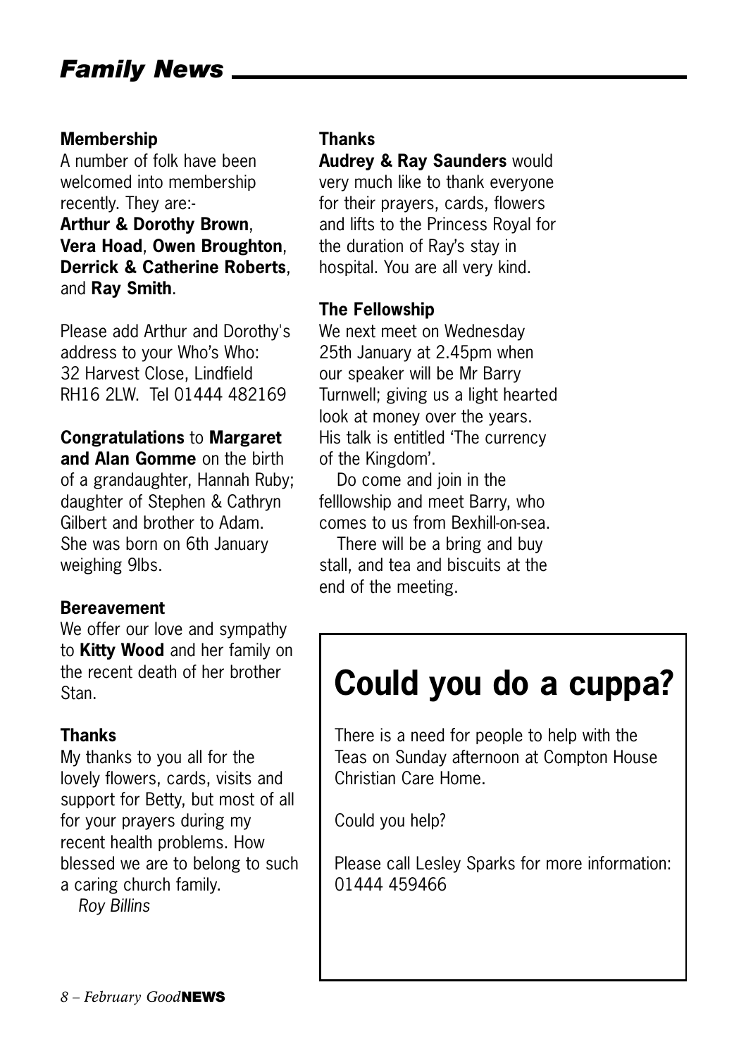# *Family News*

**Membership**

A number of folk have been welcomed into membership recently. They are:-
**Arthur & Dorothy Brown**, **Vera Hoad**, **Owen Broughton**, **Derrick & Catherine Roberts**, and **Ray Smith**.

Please add Arthur and Dorothy's address to your Who's Who: 32 Harvest Close, Lindfield RH16 2LW. Tel 01444 482169

**Congratulations** to **Margaret and Alan Gomme** on the birth of a grandaughter, Hannah Ruby; daughter of Stephen & Cathryn Gilbert and brother to Adam. She was born on 6th January weighing 9lbs.

**Bereavement**

We offer our love and sympathy to **Kitty Wood** and her family on the recent death of her brother Stan.

**Thanks**

My thanks to you all for the lovely flowers, cards, visits and support for Betty, but most of all for your prayers during my recent health problems. How blessed we are to belong to such a caring church family.

*Roy Billins*

**Thanks**

**Audrey & Ray Saunders** would very much like to thank everyone for their prayers, cards, flowers and lifts to the Princess Royal for the duration of Ray's stay in hospital. You are all very kind.

**The Fellowship**

We next meet on Wednesday 25th January at 2.45pm when our speaker will be Mr Barry Turnwell; giving us a light hearted look at money over the years. His talk is entitled 'The currency of the Kingdom'.

Do come and join in the felllowship and meet Barry, who comes to us from Bexhill-on-sea.

There will be a bring and buy stall, and tea and biscuits at the end of the meeting.

## Could you do a cuppa?

There is a need for people to help with the Teas on Sunday afternoon at Compton House Christian Care Home.

Could you help?

Please call Lesley Sparks for more information: 01444 459466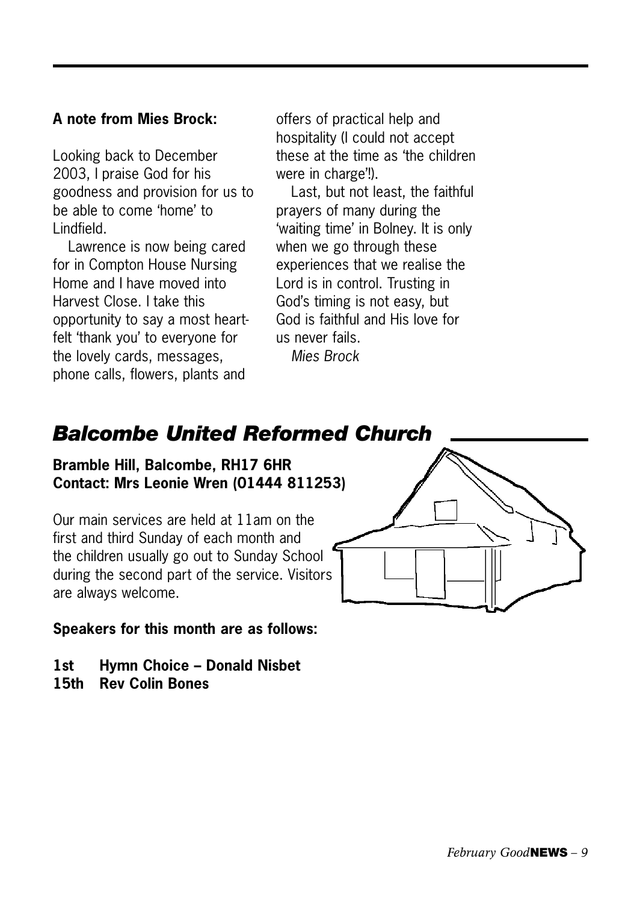**A note from Mies Brock:**

Looking back to December 2003, I praise God for his goodness and provision for us to be able to come 'home' to Lindfield.

Lawrence is now being cared for in Compton House Nursing Home and I have moved into Harvest Close. I take this opportunity to say a most heart-felt 'thank you' to everyone for the lovely cards, messages, phone calls, flowers, plants and offers of practical help and hospitality (I could not accept these at the time as 'the children were in charge'!).

Last, but not least, the faithful prayers of many during the 'waiting time' in Bolney. It is only when we go through these experiences that we realise the Lord is in control. Trusting in God's timing is not easy, but God is faithful and His love for us never fails.

*Mies Brock*

## *Balcombe United Reformed Church*

**Bramble Hill, Balcombe, RH17 6HR**
**Contact: Mrs Leonie Wren (01444 811253)**

Our main services are held at 11am on the first and third Sunday of each month and the children usually go out to Sunday School during the second part of the service. Visitors are always welcome.

**Speakers for this month are as follows:**

**1st Hymn Choice – Donald Nisbet**
**15th Rev Colin Bones**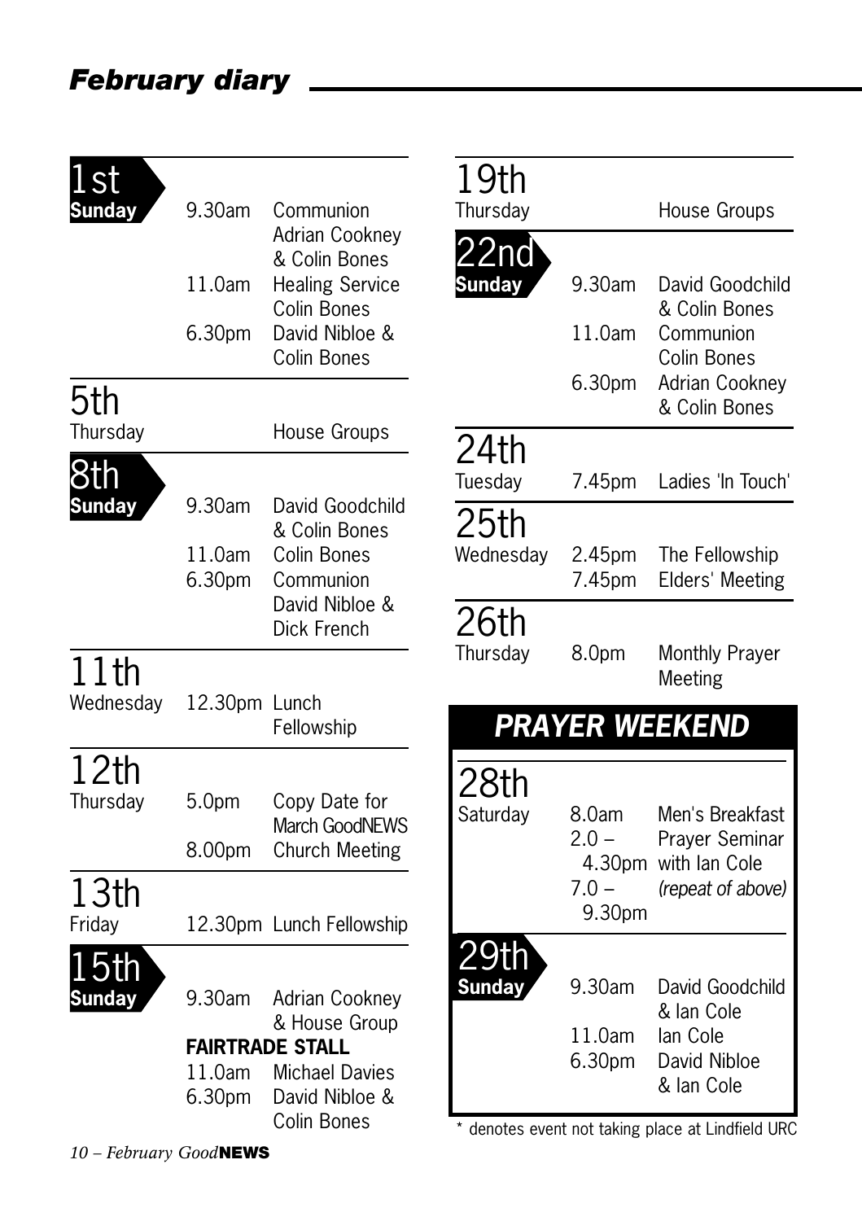## February diary

| Date | Time | Event |
|---|---|---|
| **1st Sunday** | 9.30am | Communion Adrian Cookney & Colin Bones |
| | 11.0am | Healing Service Colin Bones |
| | 6.30pm | David Nibloe & Colin Bones |
| **5th Thursday** | | House Groups |
| **8th Sunday** | 9.30am | David Goodchild & Colin Bones |
| | 11.0am | Colin Bones |
| | 6.30pm | Communion David Nibloe & Dick French |
| **11th Wednesday** | 12.30pm | Lunch Fellowship |
| **12th Thursday** | 5.0pm | Copy Date for March GoodNEWS |
| | 8.00pm | Church Meeting |
| **13th Friday** | 12.30pm | Lunch Fellowship |
| **15th Sunday** | 9.30am | Adrian Cookney & House Group |
| | **FAIRTRADE STALL** | |
| | 11.0am | Michael Davies |
| | 6.30pm | David Nibloe & Colin Bones |
| **19th Thursday** | | House Groups |
| **22nd Sunday** | 9.30am | David Goodchild & Colin Bones |
| | 11.0am | Communion Colin Bones |
| | 6.30pm | Adrian Cookney & Colin Bones |
| **24th Tuesday** | 7.45pm | Ladies 'In Touch' |
| **25th Wednesday** | 2.45pm | The Fellowship |
| | 7.45pm | Elders' Meeting |
| **26th Thursday** | 8.0pm | Monthly Prayer Meeting |

### PRAYER WEEKEND

| Date | Time | Event |
|---|---|---|
| **28th Saturday** | 8.0am | Men's Breakfast |
| | 2.0 – 4.30pm | Prayer Seminar with Ian Cole |
| | 7.0 – 9.30pm | *(repeat of above)* |
| **29th Sunday** | 9.30am | David Goodchild & Ian Cole |
| | 11.0am | Ian Cole |
| | 6.30pm | David Nibloe & Ian Cole |

* denotes event not taking place at Lindfield URC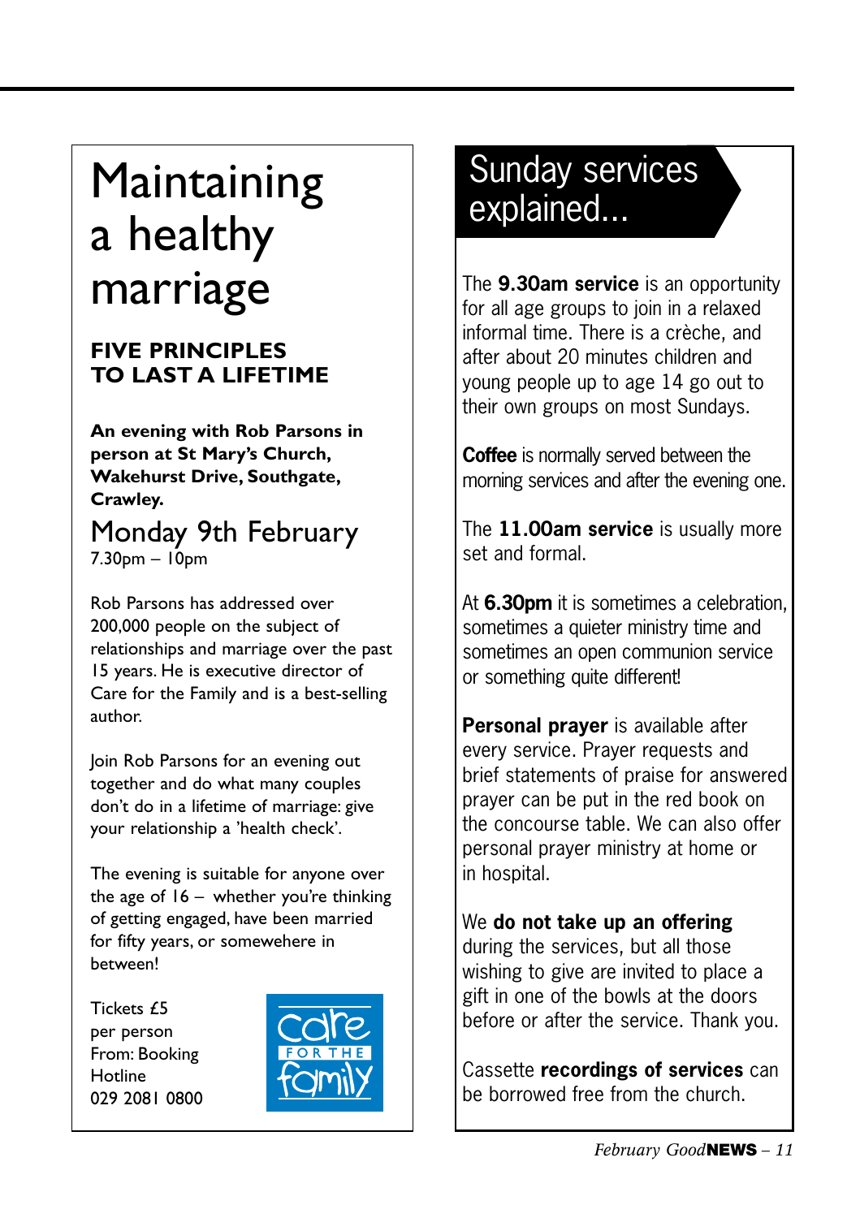# Maintaining a healthy marriage

## FIVE PRINCIPLES TO LAST A LIFETIME

**An evening with Rob Parsons in person at St Mary's Church, Wakehurst Drive, Southgate, Crawley.**

### Monday 9th February

7.30pm – 10pm

Rob Parsons has addressed over 200,000 people on the subject of relationships and marriage over the past 15 years. He is executive director of Care for the Family and is a best-selling author.

Join Rob Parsons for an evening out together and do what many couples don't do in a lifetime of marriage: give your relationship a 'health check'.

The evening is suitable for anyone over the age of 16 – whether you're thinking of getting engaged, have been married for fifty years, or somewehere in between!

Tickets £5 per person From: Booking Hotline 029 2081 0800

care FOR THE family

# Sunday services explained...

The **9.30am service** is an opportunity for all age groups to join in a relaxed informal time. There is a crèche, and after about 20 minutes children and young people up to age 14 go out to their own groups on most Sundays.

**Coffee** is normally served between the morning services and after the evening one.

The **11.00am service** is usually more set and formal.

At **6.30pm** it is sometimes a celebration, sometimes a quieter ministry time and sometimes an open communion service or something quite different!

**Personal prayer** is available after every service. Prayer requests and brief statements of praise for answered prayer can be put in the red book on the concourse table. We can also offer personal prayer ministry at home or in hospital.

We **do not take up an offering** during the services, but all those wishing to give are invited to place a gift in one of the bowls at the doors before or after the service. Thank you.

Cassette **recordings of services** can be borrowed free from the church.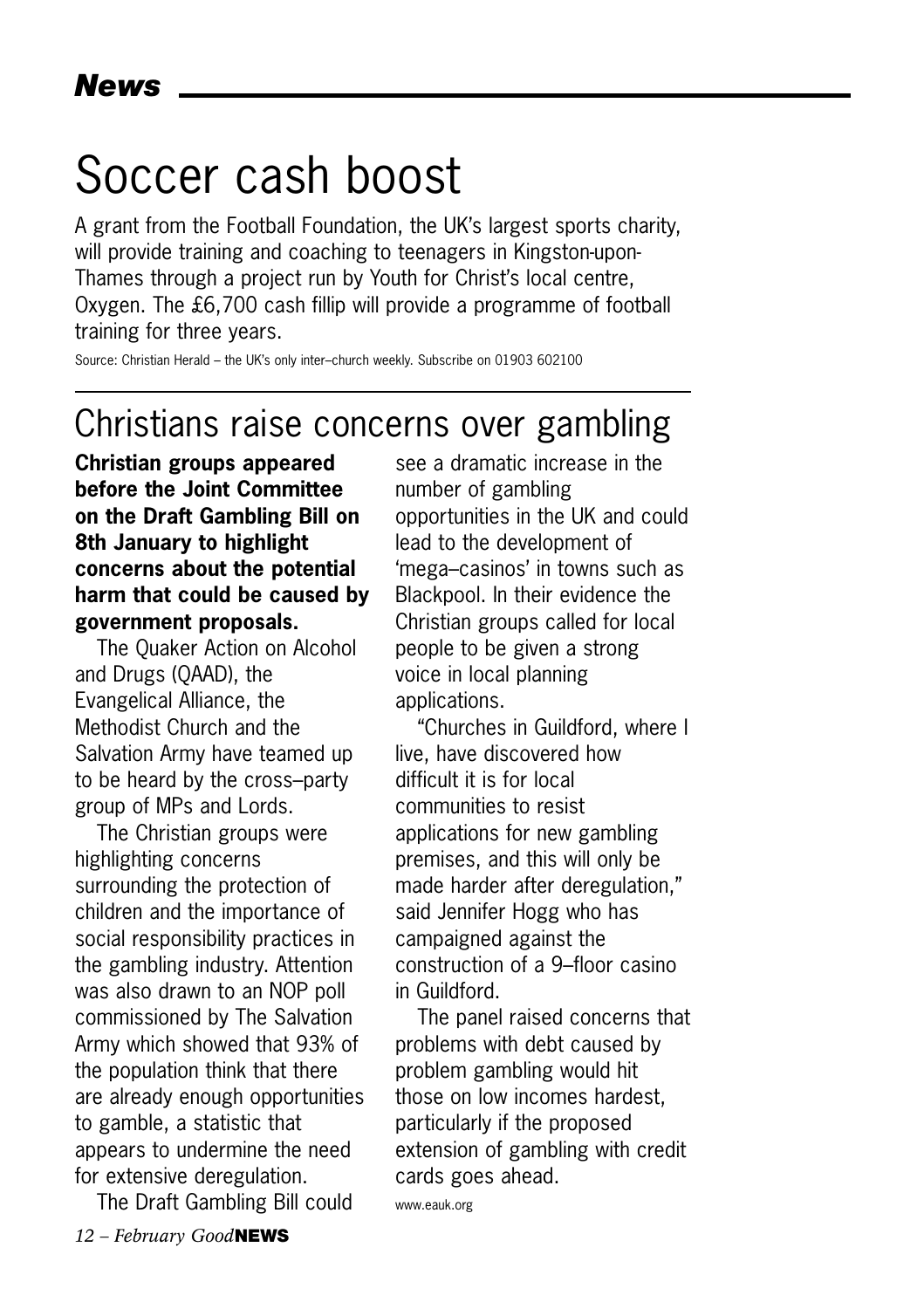# Soccer cash boost

A grant from the Football Foundation, the UK's largest sports charity, will provide training and coaching to teenagers in Kingston-upon-Thames through a project run by Youth for Christ's local centre, Oxygen. The £6,700 cash fillip will provide a programme of football training for three years.

Source: Christian Herald – the UK's only inter–church weekly. Subscribe on 01903 602100

## Christians raise concerns over gambling

**Christian groups appeared before the Joint Committee on the Draft Gambling Bill on 8th January to highlight concerns about the potential harm that could be caused by government proposals.**

The Quaker Action on Alcohol and Drugs (QAAD), the Evangelical Alliance, the Methodist Church and the Salvation Army have teamed up to be heard by the cross–party group of MPs and Lords.

The Christian groups were highlighting concerns surrounding the protection of children and the importance of social responsibility practices in the gambling industry. Attention was also drawn to an NOP poll commissioned by The Salvation Army which showed that 93% of the population think that there are already enough opportunities to gamble, a statistic that appears to undermine the need for extensive deregulation.

The Draft Gambling Bill could see a dramatic increase in the number of gambling opportunities in the UK and could lead to the development of 'mega–casinos' in towns such as Blackpool. In their evidence the Christian groups called for local people to be given a strong voice in local planning applications.

"Churches in Guildford, where I live, have discovered how difficult it is for local communities to resist applications for new gambling premises, and this will only be made harder after deregulation," said Jennifer Hogg who has campaigned against the construction of a 9–floor casino in Guildford.

The panel raised concerns that problems with debt caused by problem gambling would hit those on low incomes hardest, particularly if the proposed extension of gambling with credit cards goes ahead.

www.eauk.org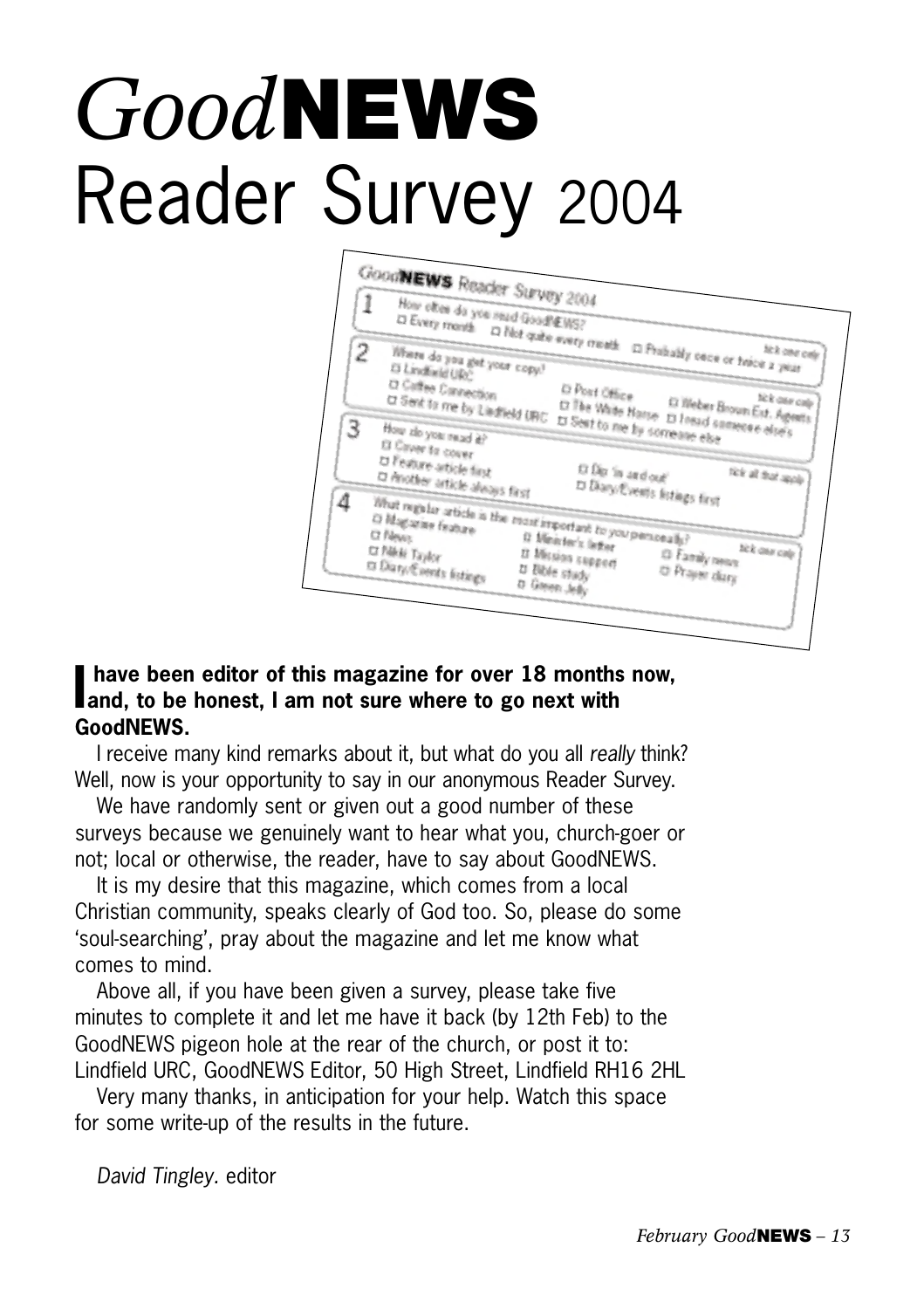# *Good***NEWS** Reader Survey 2004

**GoodNEWS** Reader Survey 2004

1. How often do you read GoodNEWS?
   - ☐ Every month ☐ Not quite every month ☐ Probably once or twice a year

   *tick one only*

2. Where do you get your copy?
   - ☐ Lindfield URC
   - ☐ Coffee Connection
   - ☐ Sent to me by Lindfield URC
   - ☐ Post Office
   - ☐ The White Horse
   - ☐ Sent to me by someone else
   - ☐ Weber Brown Est. Agents
   - ☐ I read someone else's

   *tick one only*

3. How do you read it?
   - ☐ Cover to cover
   - ☐ Feature article first
   - ☐ Another article always first
   - ☐ Dip 'in and out'
   - ☐ Diary/Events listings first

   *tick all that apply*

4. What regular article is the most important to you personally?
   - ☐ Magazine feature
   - ☐ News
   - ☐ Nikki Taylor
   - ☐ Diary/Events listings
   - ☐ Minister's letter
   - ☐ Mission support
   - ☐ Bible study
   - ☐ Green Jelly
   - ☐ Family news
   - ☐ Prayer diary

   *tick one only*

**I have been editor of this magazine for over 18 months now, and, to be honest, I am not sure where to go next with GoodNEWS.**

I receive many kind remarks about it, but what do you all *really* think? Well, now is your opportunity to say in our anonymous Reader Survey.

We have randomly sent or given out a good number of these surveys because we genuinely want to hear what you, church-goer or not; local or otherwise, the reader, have to say about GoodNEWS.

It is my desire that this magazine, which comes from a local Christian community, speaks clearly of God too. So, please do some 'soul-searching', pray about the magazine and let me know what comes to mind.

Above all, if you have been given a survey, please take five minutes to complete it and let me have it back (by 12th Feb) to the GoodNEWS pigeon hole at the rear of the church, or post it to: Lindfield URC, GoodNEWS Editor, 50 High Street, Lindfield RH16 2HL

Very many thanks, in anticipation for your help. Watch this space for some write-up of the results in the future.

*David Tingley*. editor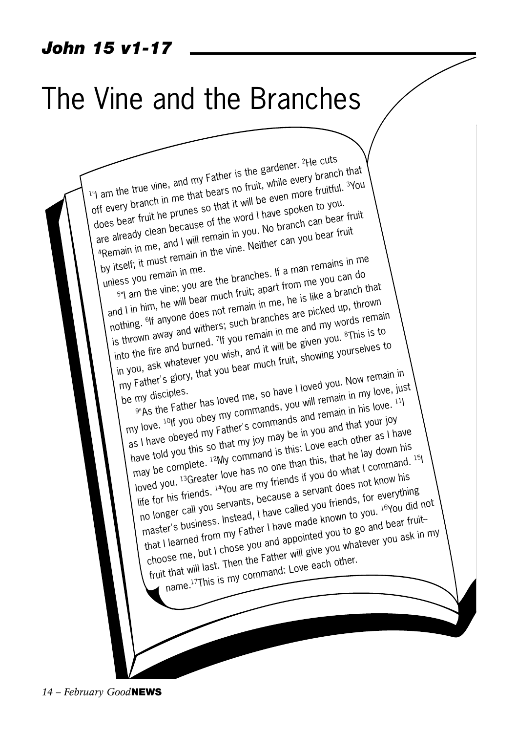## *John 15 v1-17*

# The Vine and the Branches

[1]"I am the true vine, and my Father is the gardener. [2]He cuts off every branch in me that bears no fruit, while every branch that does bear fruit he prunes so that it will be even more fruitful. [3]You are already clean because of the word I have spoken to you. [4]Remain in me, and I will remain in you. No branch can bear fruit by itself; it must remain in the vine. Neither can you bear fruit unless you remain in me.

[5]"I am the vine; you are the branches. If a man remains in me and I in him, he will bear much fruit; apart from me you can do nothing. [6]If anyone does not remain in me, he is like a branch that is thrown away and withers; such branches are picked up, thrown into the fire and burned. [7]If you remain in me and my words remain in you, ask whatever you wish, and it will be given you. [8]This is to my Father's glory, that you bear much fruit, showing yourselves to be my disciples.

[9]"As the Father has loved me, so have I loved you. Now remain in my love. [10]If you obey my commands, you will remain in my love, just as I have obeyed my Father's commands and remain in his love. [11]I have told you this so that my joy may be in you and that your joy may be complete. [12]My command is this: Love each other as I have loved you. [13]Greater love has no one than this, that he lay down his life for his friends. [14]You are my friends if you do what I command. [15]I no longer call you servants, because a servant does not know his master's business. Instead, I have called you friends, for everything that I learned from my Father I have made known to you. [16]You did not choose me, but I chose you and appointed you to go and bear fruit–fruit that will last. Then the Father will give you whatever you ask in my name.[17]This is my command: Love each other.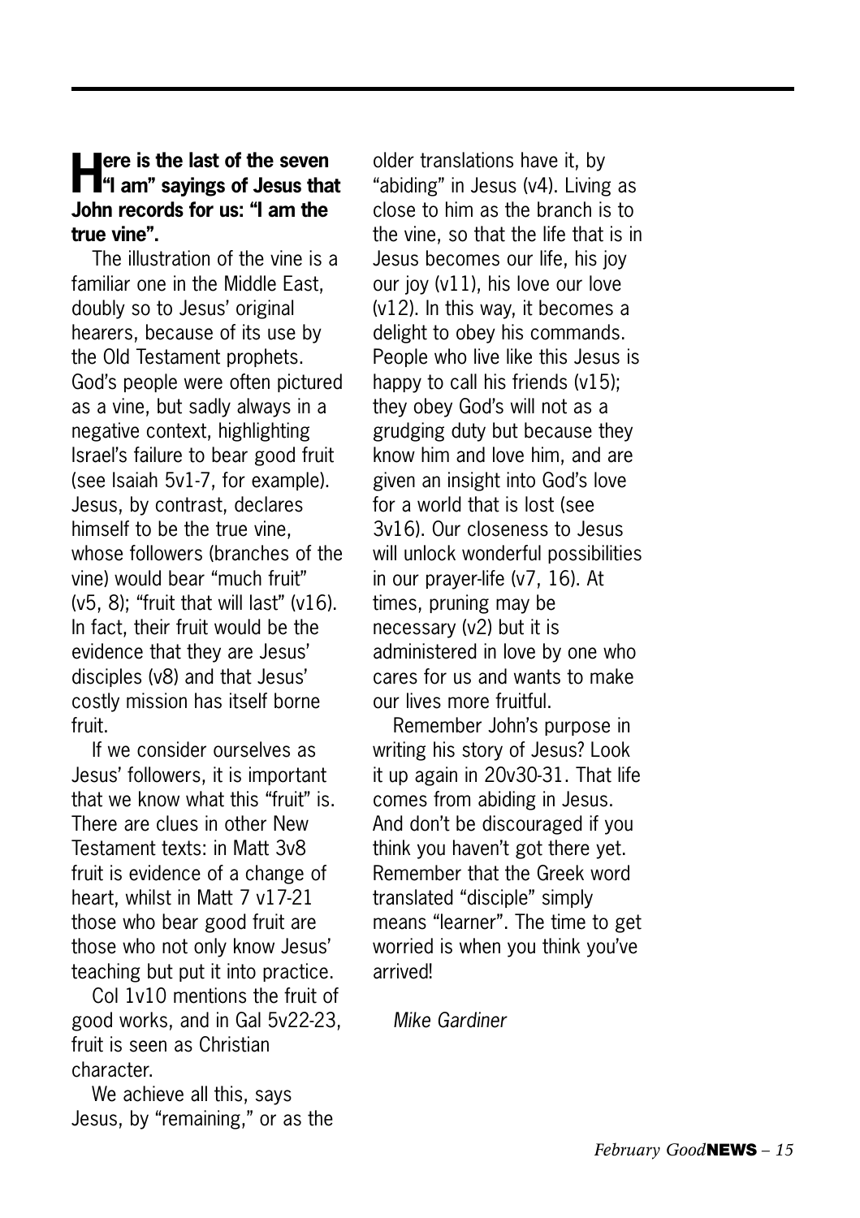**Here is the last of the seven "I am" sayings of Jesus that John records for us: "I am the true vine".**

The illustration of the vine is a familiar one in the Middle East, doubly so to Jesus' original hearers, because of its use by the Old Testament prophets. God's people were often pictured as a vine, but sadly always in a negative context, highlighting Israel's failure to bear good fruit (see Isaiah 5v1-7, for example). Jesus, by contrast, declares himself to be the true vine, whose followers (branches of the vine) would bear "much fruit" (v5, 8); "fruit that will last" (v16). In fact, their fruit would be the evidence that they are Jesus' disciples (v8) and that Jesus' costly mission has itself borne fruit.

If we consider ourselves as Jesus' followers, it is important that we know what this "fruit" is. There are clues in other New Testament texts: in Matt 3v8 fruit is evidence of a change of heart, whilst in Matt 7 v17-21 those who bear good fruit are those who not only know Jesus' teaching but put it into practice.

Col 1v10 mentions the fruit of good works, and in Gal 5v22-23, fruit is seen as Christian character.

We achieve all this, says Jesus, by "remaining," or as the older translations have it, by "abiding" in Jesus (v4). Living as close to him as the branch is to the vine, so that the life that is in Jesus becomes our life, his joy our joy (v11), his love our love (v12). In this way, it becomes a delight to obey his commands. People who live like this Jesus is happy to call his friends (v15); they obey God's will not as a grudging duty but because they know him and love him, and are given an insight into God's love for a world that is lost (see 3v16). Our closeness to Jesus will unlock wonderful possibilities in our prayer-life (v7, 16). At times, pruning may be necessary (v2) but it is administered in love by one who cares for us and wants to make our lives more fruitful.

Remember John's purpose in writing his story of Jesus? Look it up again in 20v30-31. That life comes from abiding in Jesus. And don't be discouraged if you think you haven't got there yet. Remember that the Greek word translated "disciple" simply means "learner". The time to get worried is when you think you've arrived!

*Mike Gardiner*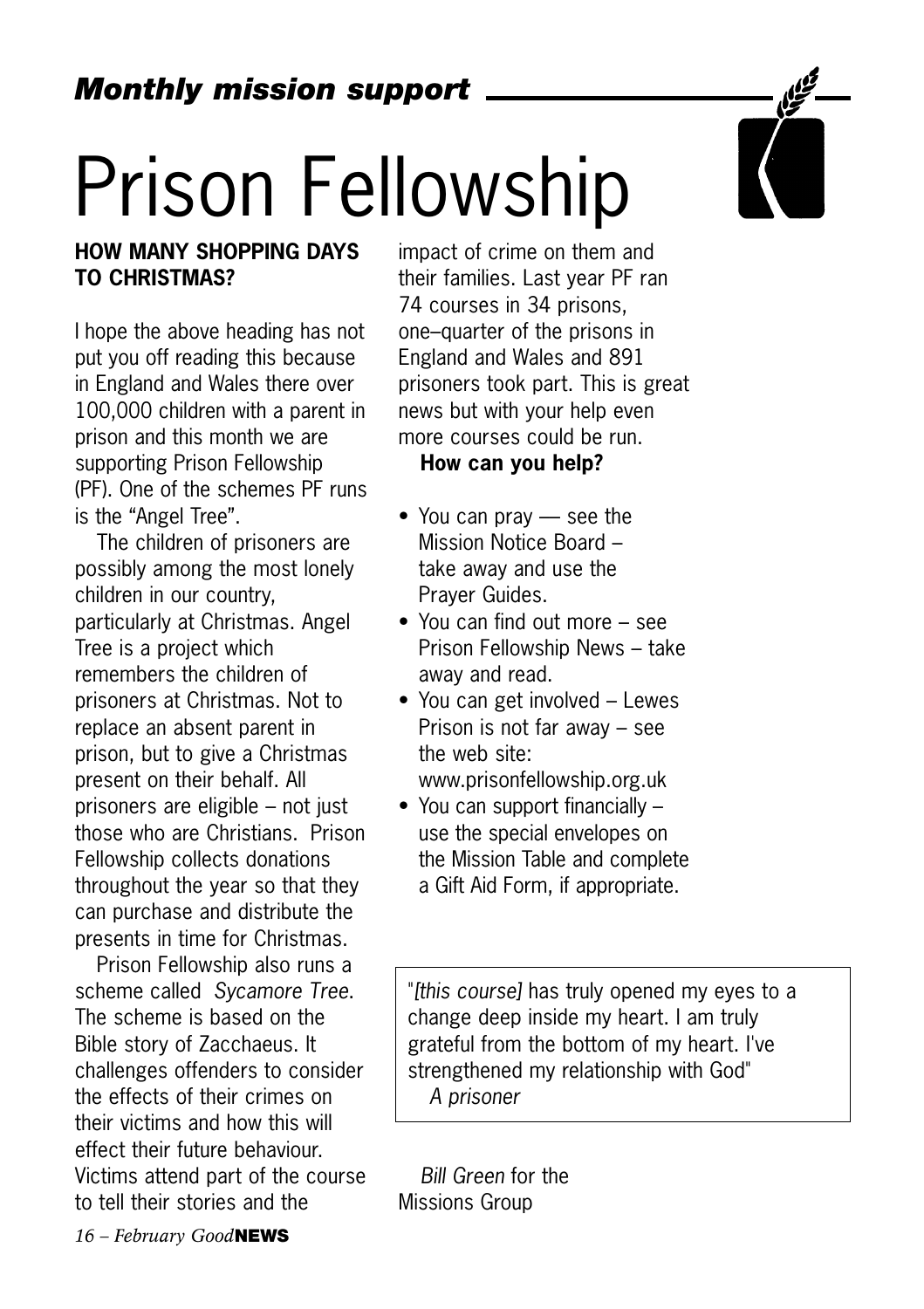*Monthly mission support*

# Prison Fellowship

**HOW MANY SHOPPING DAYS TO CHRISTMAS?**

I hope the above heading has not put you off reading this because in England and Wales there over 100,000 children with a parent in prison and this month we are supporting Prison Fellowship (PF). One of the schemes PF runs is the "Angel Tree".

The children of prisoners are possibly among the most lonely children in our country, particularly at Christmas. Angel Tree is a project which remembers the children of prisoners at Christmas. Not to replace an absent parent in prison, but to give a Christmas present on their behalf. All prisoners are eligible – not just those who are Christians. Prison Fellowship collects donations throughout the year so that they can purchase and distribute the presents in time for Christmas.

Prison Fellowship also runs a scheme called *Sycamore Tree*. The scheme is based on the Bible story of Zacchaeus. It challenges offenders to consider the effects of their crimes on their victims and how this will effect their future behaviour. Victims attend part of the course to tell their stories and the impact of crime on them and their families. Last year PF ran 74 courses in 34 prisons, one–quarter of the prisons in England and Wales and 891 prisoners took part. This is great news but with your help even more courses could be run.

**How can you help?**

- You can pray — see the Mission Notice Board – take away and use the Prayer Guides.
- You can find out more – see Prison Fellowship News – take away and read.
- You can get involved – Lewes Prison is not far away – see the web site: www.prisonfellowship.org.uk
- You can support financially – use the special envelopes on the Mission Table and complete a Gift Aid Form, if appropriate.

> "*[this course]* has truly opened my eyes to a change deep inside my heart. I am truly grateful from the bottom of my heart. I've strengthened my relationship with God"
> *A prisoner*

*Bill Green* for the Missions Group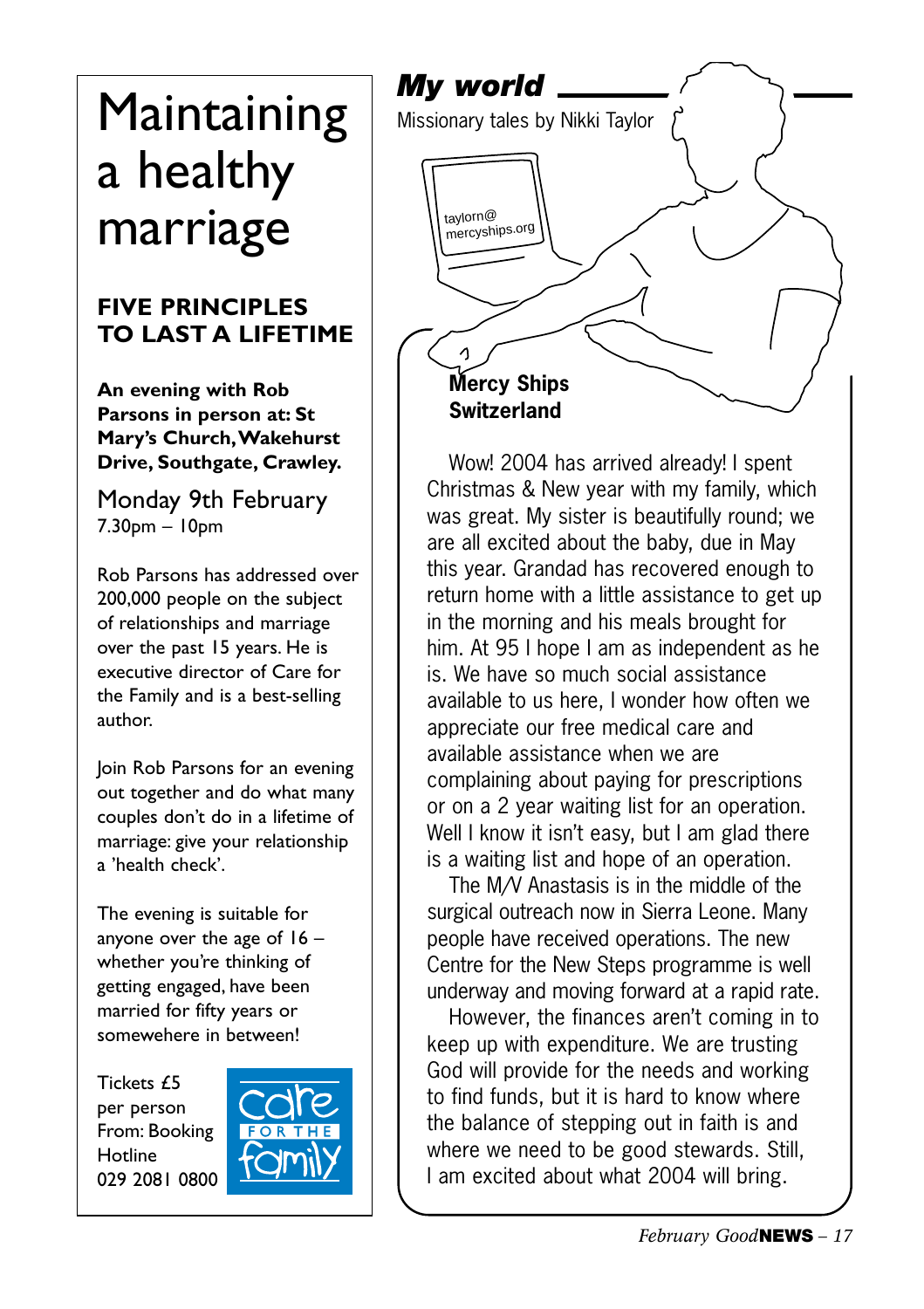# Maintaining a healthy marriage

## FIVE PRINCIPLES TO LAST A LIFETIME

**An evening with Rob Parsons in person at: St Mary's Church, Wakehurst Drive, Southgate, Crawley.**

Monday 9th February
7.30pm – 10pm

Rob Parsons has addressed over 200,000 people on the subject of relationships and marriage over the past 15 years. He is executive director of Care for the Family and is a best-selling author.

Join Rob Parsons for an evening out together and do what many couples don't do in a lifetime of marriage: give your relationship a 'health check'.

The evening is suitable for anyone over the age of 16 – whether you're thinking of getting engaged, have been married for fifty years or somewehere in between!

Tickets £5 per person
From: Booking Hotline
029 2081 0800

care FOR THE family

## *My world*

Missionary tales by Nikki Taylor

taylorn@mercyships.org

**Mercy Ships Switzerland**

Wow! 2004 has arrived already! I spent Christmas & New year with my family, which was great. My sister is beautifully round; we are all excited about the baby, due in May this year. Grandad has recovered enough to return home with a little assistance to get up in the morning and his meals brought for him. At 95 I hope I am as independent as he is. We have so much social assistance available to us here, I wonder how often we appreciate our free medical care and available assistance when we are complaining about paying for prescriptions or on a 2 year waiting list for an operation. Well I know it isn't easy, but I am glad there is a waiting list and hope of an operation.

The M/V Anastasis is in the middle of the surgical outreach now in Sierra Leone. Many people have received operations. The new Centre for the New Steps programme is well underway and moving forward at a rapid rate.

However, the finances aren't coming in to keep up with expenditure. We are trusting God will provide for the needs and working to find funds, but it is hard to know where the balance of stepping out in faith is and where we need to be good stewards. Still, I am excited about what 2004 will bring.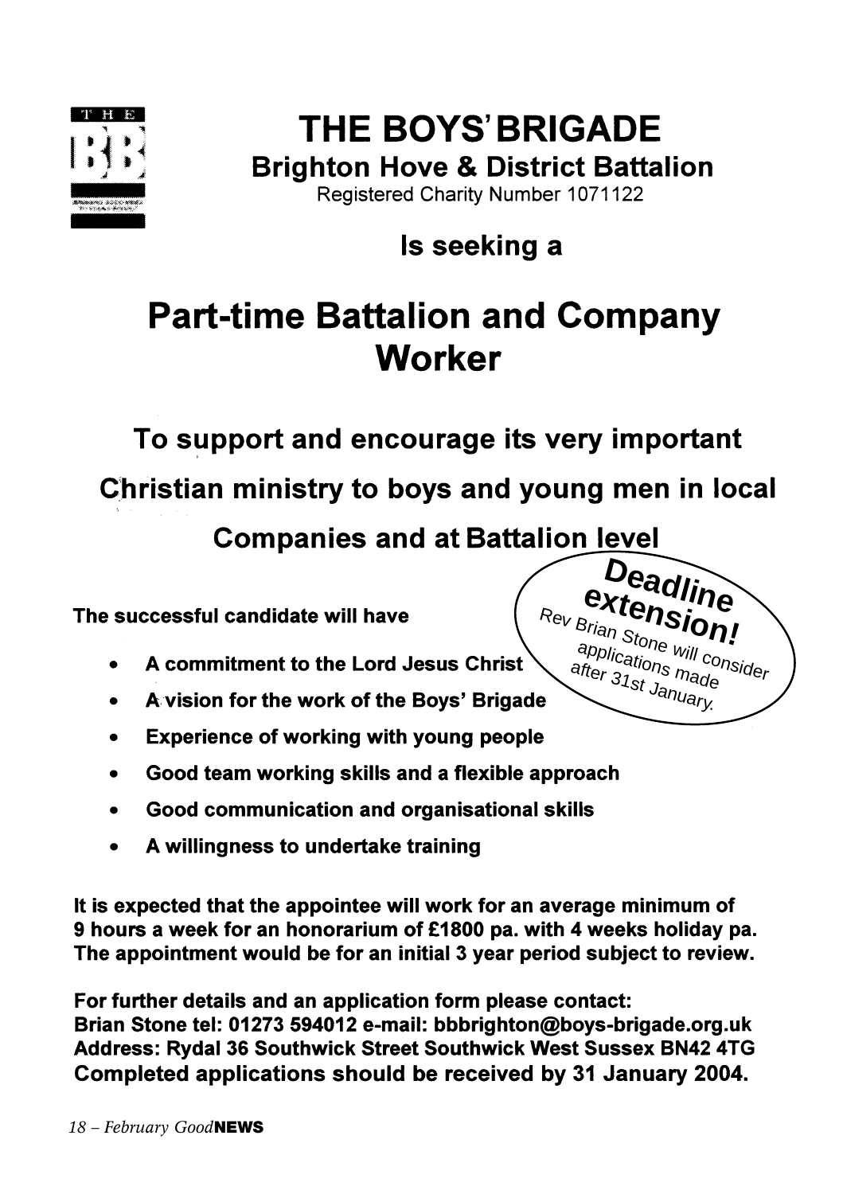# THE BOYS' BRIGADE

## Brighton Hove & District Battalion

Registered Charity Number 1071122

### Is seeking a

# Part-time Battalion and Company Worker

## To support and encourage its very important Christian ministry to boys and young men in local Companies and at Battalion level

**Deadline extension!** Rev Brian Stone will consider applications made after 31st January.

**The successful candidate will have**

- **A commitment to the Lord Jesus Christ**
- **A vision for the work of the Boys' Brigade**
- **Experience of working with young people**
- **Good team working skills and a flexible approach**
- **Good communication and organisational skills**
- **A willingness to undertake training**

**It is expected that the appointee will work for an average minimum of 9 hours a week for an honorarium of £1800 pa. with 4 weeks holiday pa. The appointment would be for an initial 3 year period subject to review.**

**For further details and an application form please contact:**
**Brian Stone tel: 01273 594012 e-mail: bbbrighton@boys-brigade.org.uk**
**Address: Rydal 36 Southwick Street Southwick West Sussex BN42 4TG**
**Completed applications should be received by 31 January 2004.**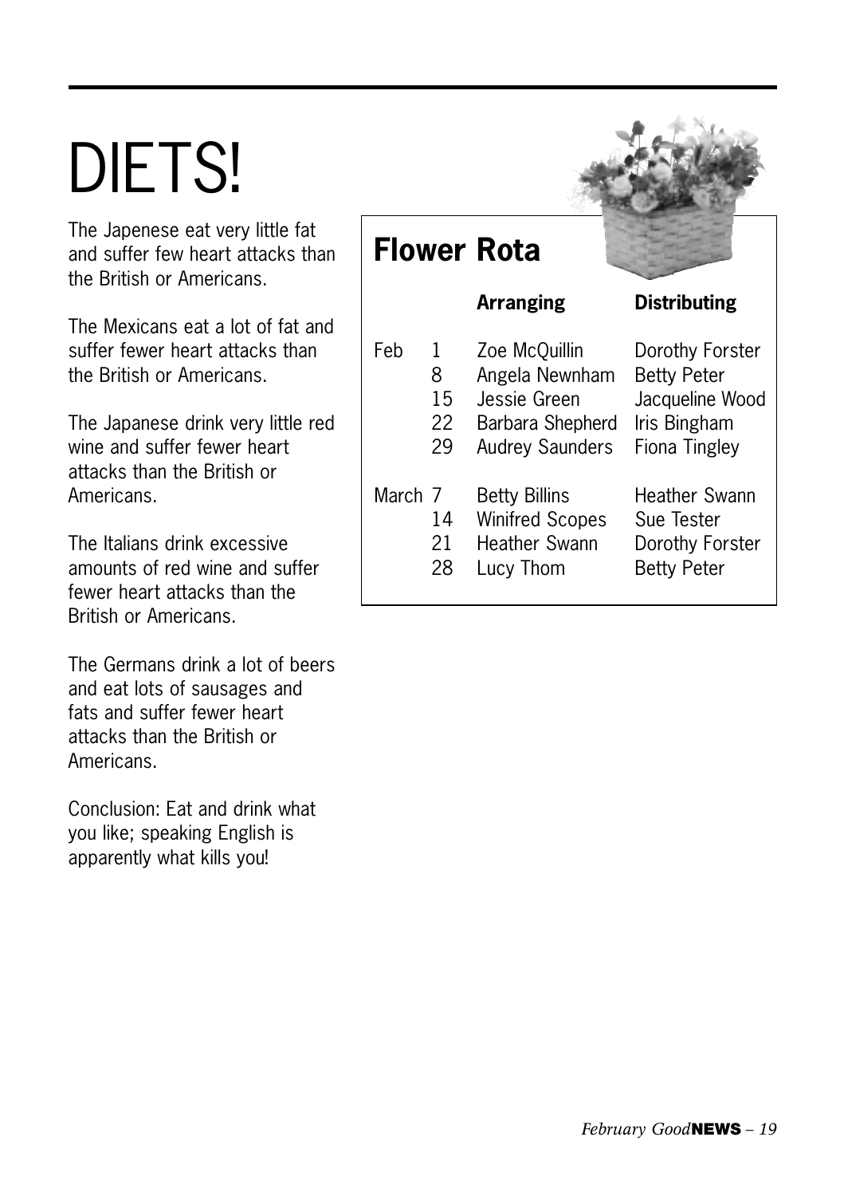# DIETS!

The Japenese eat very little fat and suffer few heart attacks than the British or Americans.

The Mexicans eat a lot of fat and suffer fewer heart attacks than the British or Americans.

The Japanese drink very little red wine and suffer fewer heart attacks than the British or Americans.

The Italians drink excessive amounts of red wine and suffer fewer heart attacks than the British or Americans.

The Germans drink a lot of beers and eat lots of sausages and fats and suffer fewer heart attacks than the British or Americans.

Conclusion: Eat and drink what you like; speaking English is apparently what kills you!

## Flower Rota

| | | **Arranging** | **Distributing** |
|---|---|---|---|
| Feb | 1 | Zoe McQuillin | Dorothy Forster |
| | 8 | Angela Newnham | Betty Peter |
| | 15 | Jessie Green | Jacqueline Wood |
| | 22 | Barbara Shepherd | Iris Bingham |
| | 29 | Audrey Saunders | Fiona Tingley |
| March | 7 | Betty Billins | Heather Swann |
| | 14 | Winifred Scopes | Sue Tester |
| | 21 | Heather Swann | Dorothy Forster |
| | 28 | Lucy Thom | Betty Peter |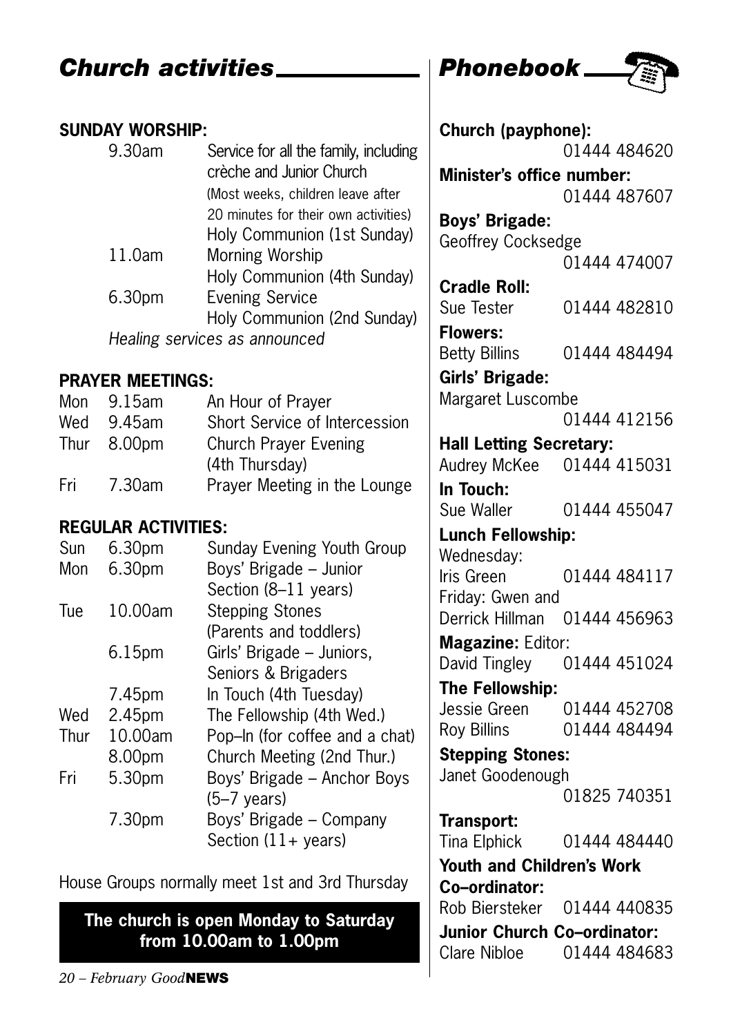## Church activities

**SUNDAY WORSHIP:**

| | |
|---|---|
| 9.30am | Service for all the family, including crèche and Junior Church (Most weeks, children leave after 20 minutes for their own activities) Holy Communion (1st Sunday) |
| 11.0am | Morning Worship Holy Communion (4th Sunday) |
| 6.30pm | Evening Service Holy Communion (2nd Sunday) |

*Healing services as announced*

**PRAYER MEETINGS:**

| | | |
|---|---|---|
| Mon | 9.15am | An Hour of Prayer |
| Wed | 9.45am | Short Service of Intercession |
| Thur | 8.00pm | Church Prayer Evening (4th Thursday) |
| Fri | 7.30am | Prayer Meeting in the Lounge |

**REGULAR ACTIVITIES:**

| | | |
|---|---|---|
| Sun | 6.30pm | Sunday Evening Youth Group |
| Mon | 6.30pm | Boys' Brigade – Junior Section (8–11 years) |
| Tue | 10.00am | Stepping Stones (Parents and toddlers) |
| | 6.15pm | Girls' Brigade – Juniors, Seniors & Brigaders |
| | 7.45pm | In Touch (4th Tuesday) |
| Wed | 2.45pm | The Fellowship (4th Wed.) |
| Thur | 10.00am | Pop–In (for coffee and a chat) |
| | 8.00pm | Church Meeting (2nd Thur.) |
| Fri | 5.30pm | Boys' Brigade – Anchor Boys (5–7 years) |
| | 7.30pm | Boys' Brigade – Company Section (11+ years) |

House Groups normally meet 1st and 3rd Thursday

**The church is open Monday to Saturday from 10.00am to 1.00pm**

## Phonebook

**Church (payphone):** 01444 484620

**Minister's office number:** 01444 487607

**Boys' Brigade:**
Geoffrey Cocksedge 01444 474007

**Cradle Roll:**
Sue Tester 01444 482810

**Flowers:**
Betty Billins 01444 484494

**Girls' Brigade:**
Margaret Luscombe 01444 412156

**Hall Letting Secretary:**
Audrey McKee 01444 415031

**In Touch:**
Sue Waller 01444 455047

**Lunch Fellowship:**
Wednesday:
Iris Green 01444 484117
Friday: Gwen and
Derrick Hillman 01444 456963

**Magazine:** Editor:
David Tingley 01444 451024

**The Fellowship:**
Jessie Green 01444 452708
Roy Billins 01444 484494

**Stepping Stones:**
Janet Goodenough 01825 740351

**Transport:**
Tina Elphick 01444 484440

**Youth and Children's Work Co–ordinator:**
Rob Biersteker 01444 440835

**Junior Church Co–ordinator:**
Clare Nibloe 01444 484683